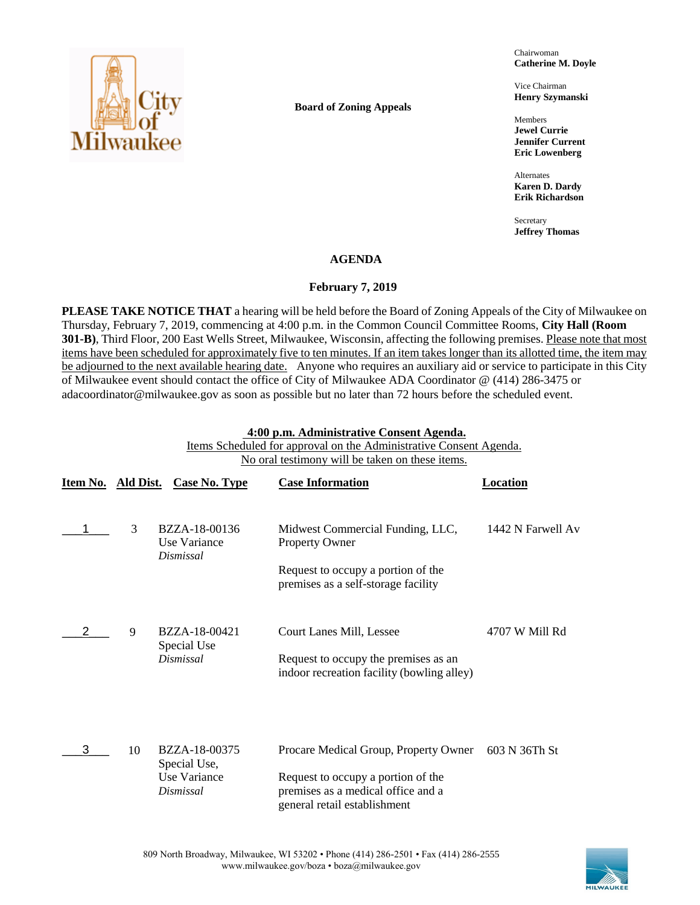**Board of Zoning Appeals**

Chairwoman
**Catherine M. Doyle**

Vice Chairman
**Henry Szymanski**

Members
**Jewel Currie**
**Jennifer Current**
**Eric Lowenberg**

Alternates
**Karen D. Dardy**
**Erik Richardson**

Secretary
**Jeffrey Thomas**

## AGENDA

### February 7, 2019

**PLEASE TAKE NOTICE THAT** a hearing will be held before the Board of Zoning Appeals of the City of Milwaukee on Thursday, February 7, 2019, commencing at 4:00 p.m. in the Common Council Committee Rooms, **City Hall (Room 301-B)**, Third Floor, 200 East Wells Street, Milwaukee, Wisconsin, affecting the following premises. Please note that most items have been scheduled for approximately five to ten minutes. If an item takes longer than its allotted time, the item may be adjourned to the next available hearing date. Anyone who requires an auxiliary aid or service to participate in this City of Milwaukee event should contact the office of City of Milwaukee ADA Coordinator @ (414) 286-3475 or adacoordinator@milwaukee.gov as soon as possible but no later than 72 hours before the scheduled event.

**4:00 p.m. Administrative Consent Agenda.**
Items Scheduled for approval on the Administrative Consent Agenda.
No oral testimony will be taken on these items.

| Item No. | Ald Dist. | Case No. Type | Case Information | Location |
|---|---|---|---|---|
| 1 | 3 | BZZA-18-00136<br>Use Variance<br>*Dismissal* | Midwest Commercial Funding, LLC, Property Owner<br><br>Request to occupy a portion of the premises as a self-storage facility | 1442 N Farwell Av |
| 2 | 9 | BZZA-18-00421<br>Special Use<br>*Dismissal* | Court Lanes Mill, Lessee<br><br>Request to occupy the premises as an indoor recreation facility (bowling alley) | 4707 W Mill Rd |
| 3 | 10 | BZZA-18-00375<br>Special Use,<br>Use Variance<br>*Dismissal* | Procare Medical Group, Property Owner<br><br>Request to occupy a portion of the premises as a medical office and a general retail establishment | 603 N 36Th St |

809 North Broadway, Milwaukee, WI 53202 • Phone (414) 286-2501 • Fax (414) 286-2555
www.milwaukee.gov/boza • boza@milwaukee.gov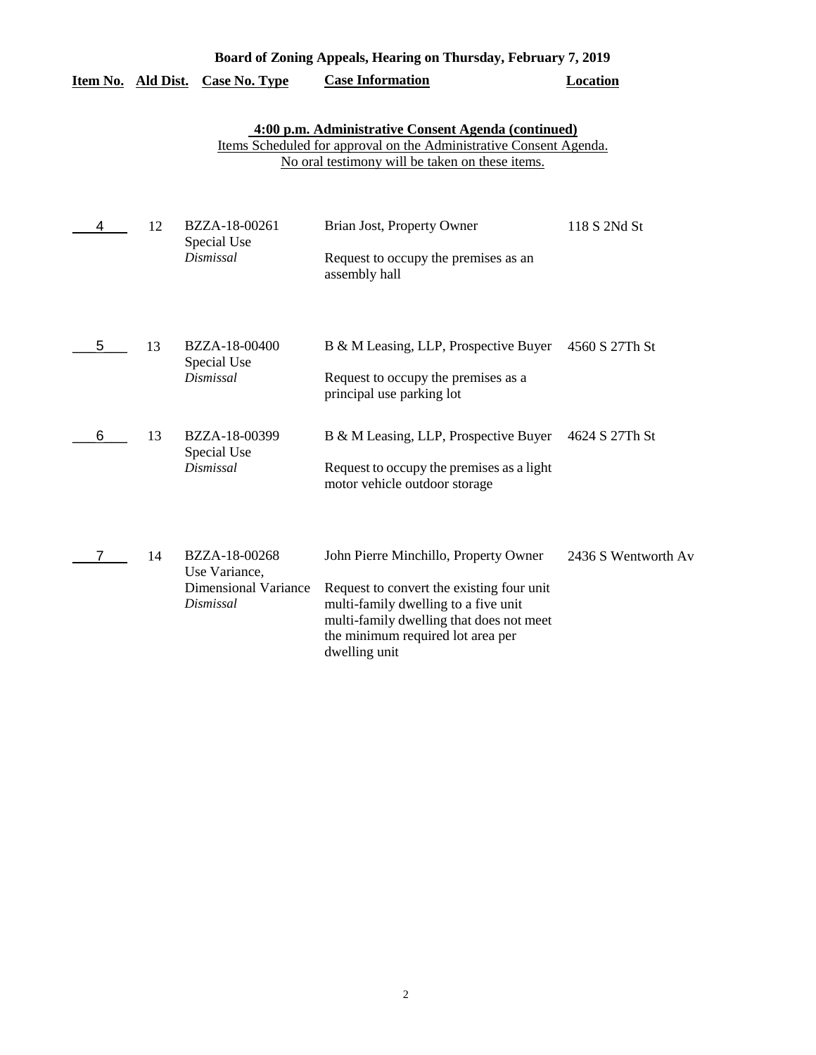**Board of Zoning Appeals, Hearing on Thursday, February 7, 2019**

**4:00 p.m. Administrative Consent Agenda (continued)**

Items Scheduled for approval on the Administrative Consent Agenda.
No oral testimony will be taken on these items.

| Item No. | Ald Dist. | Case No. Type | Case Information | Location |
|---|---|---|---|---|
| 4 | 12 | BZZA-18-00261 Special Use *Dismissal* | Brian Jost, Property Owner<br>Request to occupy the premises as an assembly hall | 118 S 2Nd St |
| 5 | 13 | BZZA-18-00400 Special Use *Dismissal* | B & M Leasing, LLP, Prospective Buyer<br>Request to occupy the premises as a principal use parking lot | 4560 S 27Th St |
| 6 | 13 | BZZA-18-00399 Special Use *Dismissal* | B & M Leasing, LLP, Prospective Buyer<br>Request to occupy the premises as a light motor vehicle outdoor storage | 4624 S 27Th St |
| 7 | 14 | BZZA-18-00268 Use Variance, Dimensional Variance *Dismissal* | John Pierre Minchillo, Property Owner<br>Request to convert the existing four unit multi-family dwelling to a five unit multi-family dwelling that does not meet the minimum required lot area per dwelling unit | 2436 S Wentworth Av |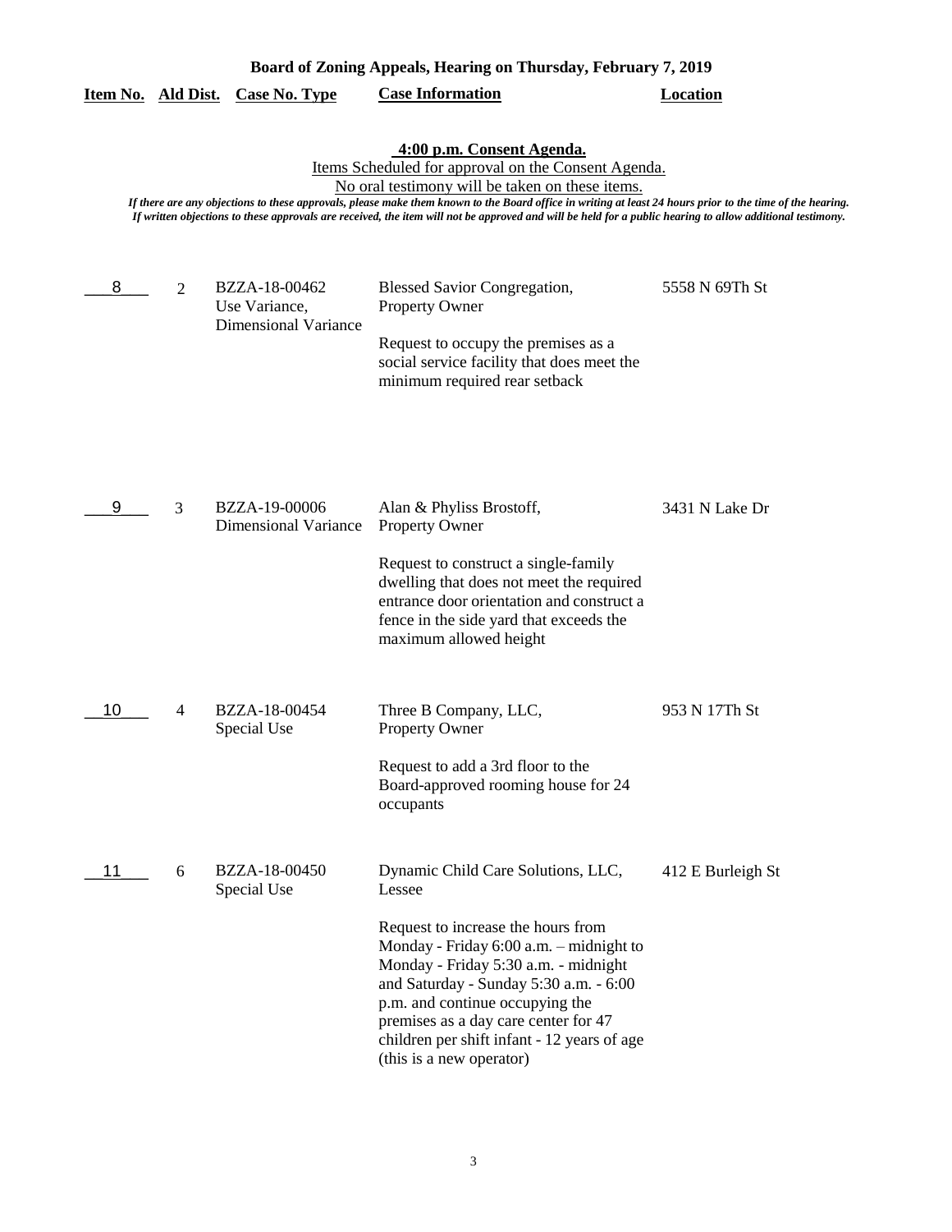**Board of Zoning Appeals, Hearing on Thursday, February 7, 2019**

**4:00 p.m. Consent Agenda.**

Items Scheduled for approval on the Consent Agenda.

No oral testimony will be taken on these items.

*If there are any objections to these approvals, please make them known to the Board office in writing at least 24 hours prior to the time of the hearing. If written objections to these approvals are received, the item will not be approved and will be held for a public hearing to allow additional testimony.*

| Item No. | Ald Dist. | Case No. Type | Case Information | Location |
|---|---|---|---|---|
| 8 | 2 | BZZA-18-00462 Use Variance, Dimensional Variance | Blessed Savior Congregation, Property Owner<br><br>Request to occupy the premises as a social service facility that does meet the minimum required rear setback | 5558 N 69Th St |
| 9 | 3 | BZZA-19-00006 Dimensional Variance | Alan & Phyliss Brostoff, Property Owner<br><br>Request to construct a single-family dwelling that does not meet the required entrance door orientation and construct a fence in the side yard that exceeds the maximum allowed height | 3431 N Lake Dr |
| 10 | 4 | BZZA-18-00454 Special Use | Three B Company, LLC, Property Owner<br><br>Request to add a 3rd floor to the Board-approved rooming house for 24 occupants | 953 N 17Th St |
| 11 | 6 | BZZA-18-00450 Special Use | Dynamic Child Care Solutions, LLC, Lessee<br><br>Request to increase the hours from Monday - Friday 6:00 a.m. – midnight to Monday - Friday 5:30 a.m. - midnight and Saturday - Sunday 5:30 a.m. - 6:00 p.m. and continue occupying the premises as a day care center for 47 children per shift infant - 12 years of age (this is a new operator) | 412 E Burleigh St |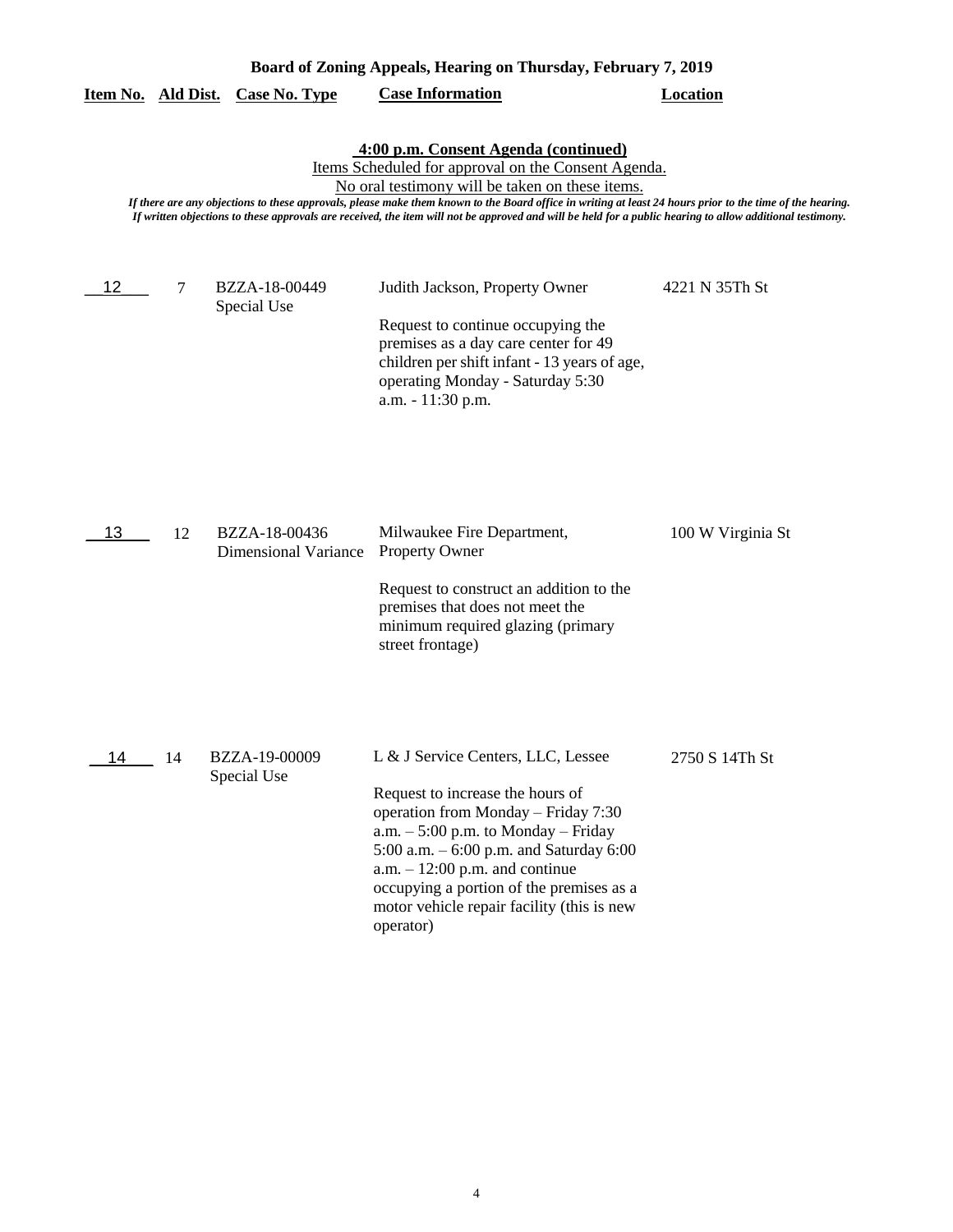**Board of Zoning Appeals, Hearing on Thursday, February 7, 2019**

| Item No. | Ald Dist. | Case No. Type | Case Information | Location |
|---|---|---|---|---|

**4:00 p.m. Consent Agenda (continued)**

Items Scheduled for approval on the Consent Agenda.

No oral testimony will be taken on these items.

*If there are any objections to these approvals, please make them known to the Board office in writing at least 24 hours prior to the time of the hearing. If written objections to these approvals are received, the item will not be approved and will be held for a public hearing to allow additional testimony.*

| Item No. | Ald Dist. | Case No. Type | Case Information | Location |
|---|---|---|---|---|
| 12 | 7 | BZZA-18-00449 Special Use | Judith Jackson, Property Owner<br><br>Request to continue occupying the premises as a day care center for 49 children per shift infant - 13 years of age, operating Monday - Saturday 5:30 a.m. - 11:30 p.m. | 4221 N 35Th St |
| 13 | 12 | BZZA-18-00436 Dimensional Variance | Milwaukee Fire Department, Property Owner<br><br>Request to construct an addition to the premises that does not meet the minimum required glazing (primary street frontage) | 100 W Virginia St |
| 14 | 14 | BZZA-19-00009 Special Use | L & J Service Centers, LLC, Lessee<br><br>Request to increase the hours of operation from Monday – Friday 7:30 a.m. – 5:00 p.m. to Monday – Friday 5:00 a.m. – 6:00 p.m. and Saturday 6:00 a.m. – 12:00 p.m. and continue occupying a portion of the premises as a motor vehicle repair facility (this is new operator) | 2750 S 14Th St |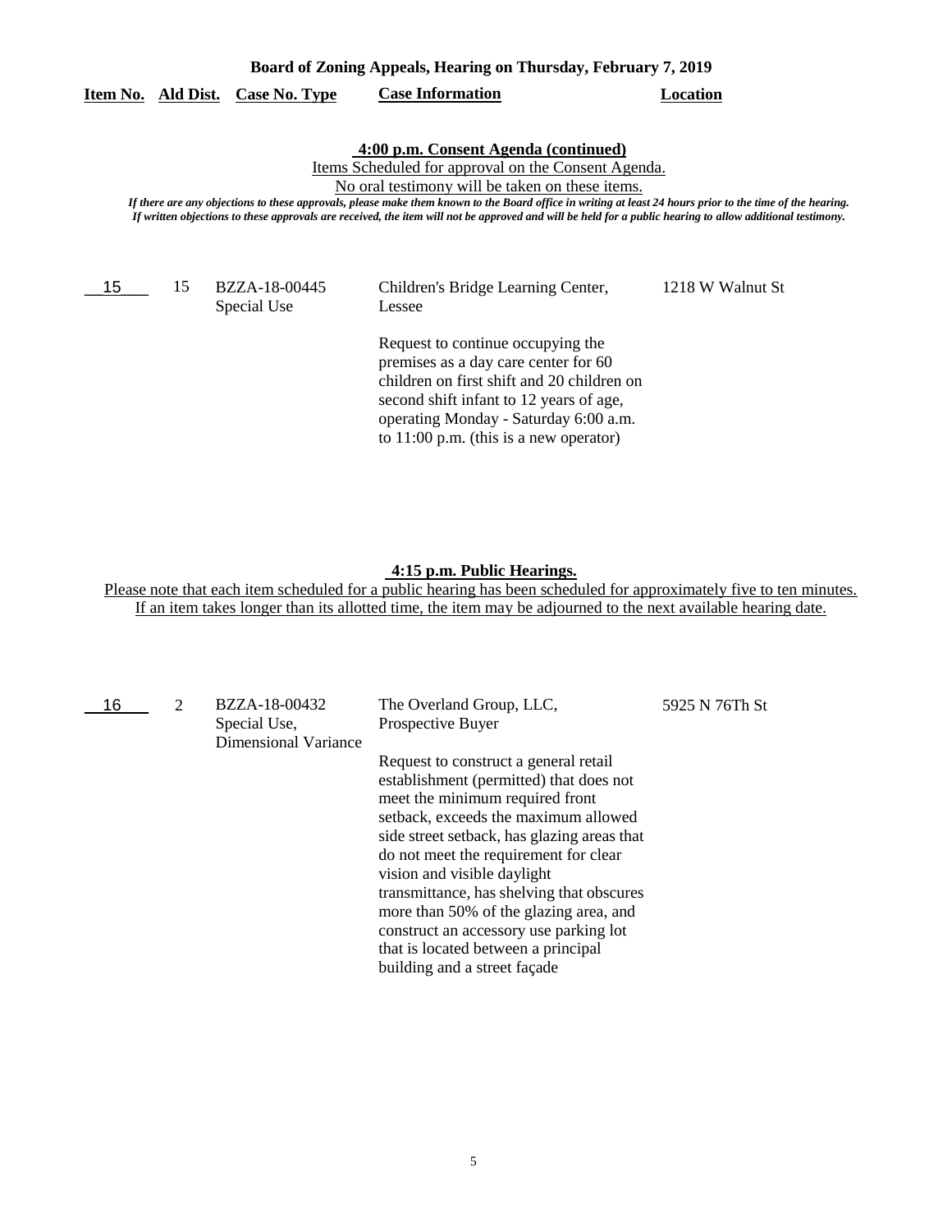**Board of Zoning Appeals, Hearing on Thursday, February 7, 2019**

**4:00 p.m. Consent Agenda (continued)**

Items Scheduled for approval on the Consent Agenda.

No oral testimony will be taken on these items.

*If there are any objections to these approvals, please make them known to the Board office in writing at least 24 hours prior to the time of the hearing. If written objections to these approvals are received, the item will not be approved and will be held for a public hearing to allow additional testimony.*

| Item No. | Ald Dist. | Case No. Type | Case Information | Location |
|---|---|---|---|---|
| 15 | 15 | BZZA-18-00445 Special Use | Children's Bridge Learning Center, Lessee<br><br>Request to continue occupying the premises as a day care center for 60 children on first shift and 20 children on second shift infant to 12 years of age, operating Monday - Saturday 6:00 a.m. to 11:00 p.m. (this is a new operator) | 1218 W Walnut St |

**4:15 p.m. Public Hearings.**

Please note that each item scheduled for a public hearing has been scheduled for approximately five to ten minutes. If an item takes longer than its allotted time, the item may be adjourned to the next available hearing date.

| Item No. | Ald Dist. | Case No. Type | Case Information | Location |
|---|---|---|---|---|
| 16 | 2 | BZZA-18-00432 Special Use, Dimensional Variance | The Overland Group, LLC, Prospective Buyer<br><br>Request to construct a general retail establishment (permitted) that does not meet the minimum required front setback, exceeds the maximum allowed side street setback, has glazing areas that do not meet the requirement for clear vision and visible daylight transmittance, has shelving that obscures more than 50% of the glazing area, and construct an accessory use parking lot that is located between a principal building and a street façade | 5925 N 76Th St |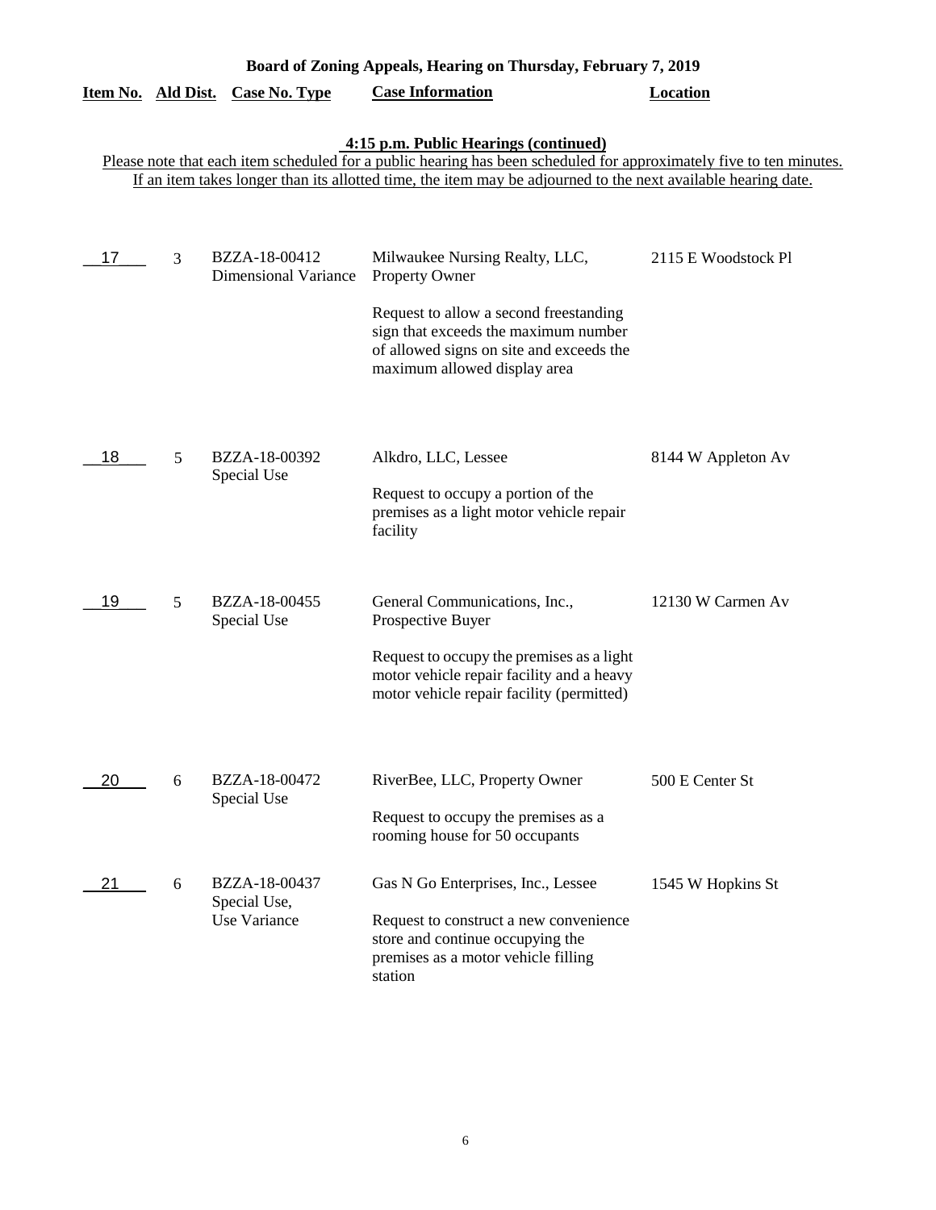**Board of Zoning Appeals, Hearing on Thursday, February 7, 2019**

**4:15 p.m. Public Hearings (continued)**

Please note that each item scheduled for a public hearing has been scheduled for approximately five to ten minutes. If an item takes longer than its allotted time, the item may be adjourned to the next available hearing date.

| Item No. | Ald Dist. | Case No. Type | Case Information | Location |
|---|---|---|---|---|
| 17 | 3 | BZZA-18-00412 Dimensional Variance | Milwaukee Nursing Realty, LLC, Property Owner<br><br>Request to allow a second freestanding sign that exceeds the maximum number of allowed signs on site and exceeds the maximum allowed display area | 2115 E Woodstock Pl |
| 18 | 5 | BZZA-18-00392 Special Use | Alkdro, LLC, Lessee<br><br>Request to occupy a portion of the premises as a light motor vehicle repair facility | 8144 W Appleton Av |
| 19 | 5 | BZZA-18-00455 Special Use | General Communications, Inc., Prospective Buyer<br><br>Request to occupy the premises as a light motor vehicle repair facility and a heavy motor vehicle repair facility (permitted) | 12130 W Carmen Av |
| 20 | 6 | BZZA-18-00472 Special Use | RiverBee, LLC, Property Owner<br><br>Request to occupy the premises as a rooming house for 50 occupants | 500 E Center St |
| 21 | 6 | BZZA-18-00437 Special Use, Use Variance | Gas N Go Enterprises, Inc., Lessee<br><br>Request to construct a new convenience store and continue occupying the premises as a motor vehicle filling station | 1545 W Hopkins St |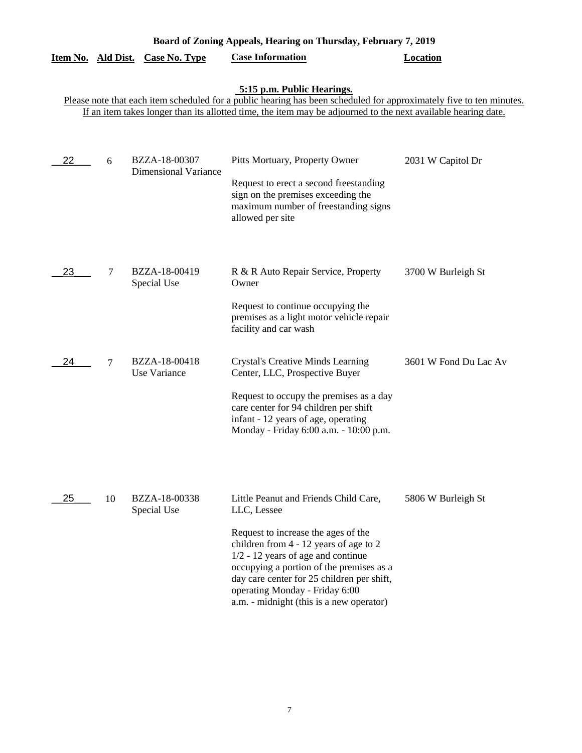**Board of Zoning Appeals, Hearing on Thursday, February 7, 2019**

| Item No. | Ald Dist. | Case No. Type | Case Information | Location |
|---|---|---|---|---|

**5:15 p.m. Public Hearings.**

Please note that each item scheduled for a public hearing has been scheduled for approximately five to ten minutes. If an item takes longer than its allotted time, the item may be adjourned to the next available hearing date.

| Item No. | Ald Dist. | Case No. Type | Case Information | Location |
|---|---|---|---|---|
| 22 | 6 | BZZA-18-00307 Dimensional Variance | Pitts Mortuary, Property Owner<br><br>Request to erect a second freestanding sign on the premises exceeding the maximum number of freestanding signs allowed per site | 2031 W Capitol Dr |
| 23 | 7 | BZZA-18-00419 Special Use | R & R Auto Repair Service, Property Owner<br><br>Request to continue occupying the premises as a light motor vehicle repair facility and car wash | 3700 W Burleigh St |
| 24 | 7 | BZZA-18-00418 Use Variance | Crystal's Creative Minds Learning Center, LLC, Prospective Buyer<br><br>Request to occupy the premises as a day care center for 94 children per shift infant - 12 years of age, operating Monday - Friday 6:00 a.m. - 10:00 p.m. | 3601 W Fond Du Lac Av |
| 25 | 10 | BZZA-18-00338 Special Use | Little Peanut and Friends Child Care, LLC, Lessee<br><br>Request to increase the ages of the children from 4 - 12 years of age to 2 1/2 - 12 years of age and continue occupying a portion of the premises as a day care center for 25 children per shift, operating Monday - Friday 6:00 a.m. - midnight (this is a new operator) | 5806 W Burleigh St |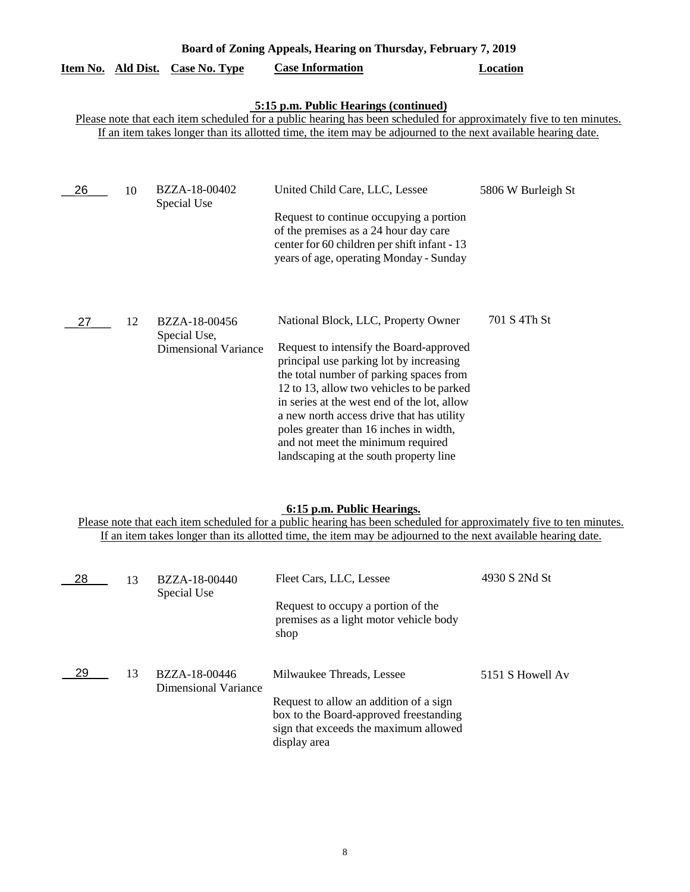**Board of Zoning Appeals, Hearing on Thursday, February 7, 2019**

**5:15 p.m. Public Hearings (continued)**

Please note that each item scheduled for a public hearing has been scheduled for approximately five to ten minutes. If an item takes longer than its allotted time, the item may be adjourned to the next available hearing date.

| Item No. | Ald Dist. | Case No. Type | Case Information | Location |
|---|---|---|---|---|
| 26 | 10 | BZZA-18-00402 Special Use | United Child Care, LLC, Lessee<br><br>Request to continue occupying a portion of the premises as a 24 hour day care center for 60 children per shift infant - 13 years of age, operating Monday - Sunday | 5806 W Burleigh St |
| 27 | 12 | BZZA-18-00456 Special Use, Dimensional Variance | National Block, LLC, Property Owner<br><br>Request to intensify the Board-approved principal use parking lot by increasing the total number of parking spaces from 12 to 13, allow two vehicles to be parked in series at the west end of the lot, allow a new north access drive that has utility poles greater than 16 inches in width, and not meet the minimum required landscaping at the south property line | 701 S 4Th St |

**6:15 p.m. Public Hearings.**

Please note that each item scheduled for a public hearing has been scheduled for approximately five to ten minutes. If an item takes longer than its allotted time, the item may be adjourned to the next available hearing date.

| Item No. | Ald Dist. | Case No. Type | Case Information | Location |
|---|---|---|---|---|
| 28 | 13 | BZZA-18-00440 Special Use | Fleet Cars, LLC, Lessee<br><br>Request to occupy a portion of the premises as a light motor vehicle body shop | 4930 S 2Nd St |
| 29 | 13 | BZZA-18-00446 Dimensional Variance | Milwaukee Threads, Lessee<br><br>Request to allow an addition of a sign box to the Board-approved freestanding sign that exceeds the maximum allowed display area | 5151 S Howell Av |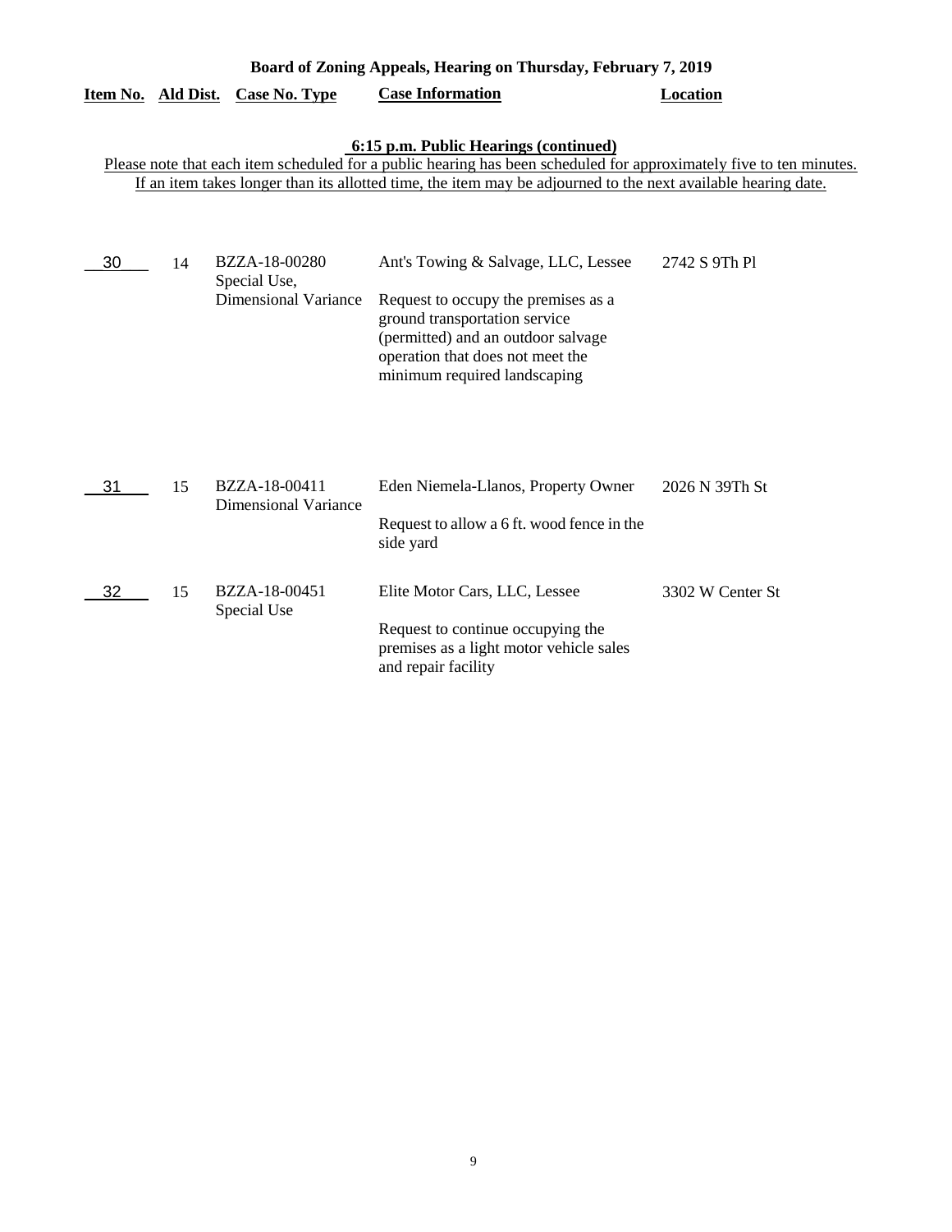**Board of Zoning Appeals, Hearing on Thursday, February 7, 2019**

**6:15 p.m. Public Hearings (continued)**

Please note that each item scheduled for a public hearing has been scheduled for approximately five to ten minutes. If an item takes longer than its allotted time, the item may be adjourned to the next available hearing date.

| Item No. | Ald Dist. | Case No. Type | Case Information | Location |
|---|---|---|---|---|
| 30 | 14 | BZZA-18-00280 Special Use, Dimensional Variance | Ant's Towing & Salvage, LLC, Lessee<br><br>Request to occupy the premises as a ground transportation service (permitted) and an outdoor salvage operation that does not meet the minimum required landscaping | 2742 S 9Th Pl |
| 31 | 15 | BZZA-18-00411 Dimensional Variance | Eden Niemela-Llanos, Property Owner<br><br>Request to allow a 6 ft. wood fence in the side yard | 2026 N 39Th St |
| 32 | 15 | BZZA-18-00451 Special Use | Elite Motor Cars, LLC, Lessee<br><br>Request to continue occupying the premises as a light motor vehicle sales and repair facility | 3302 W Center St |